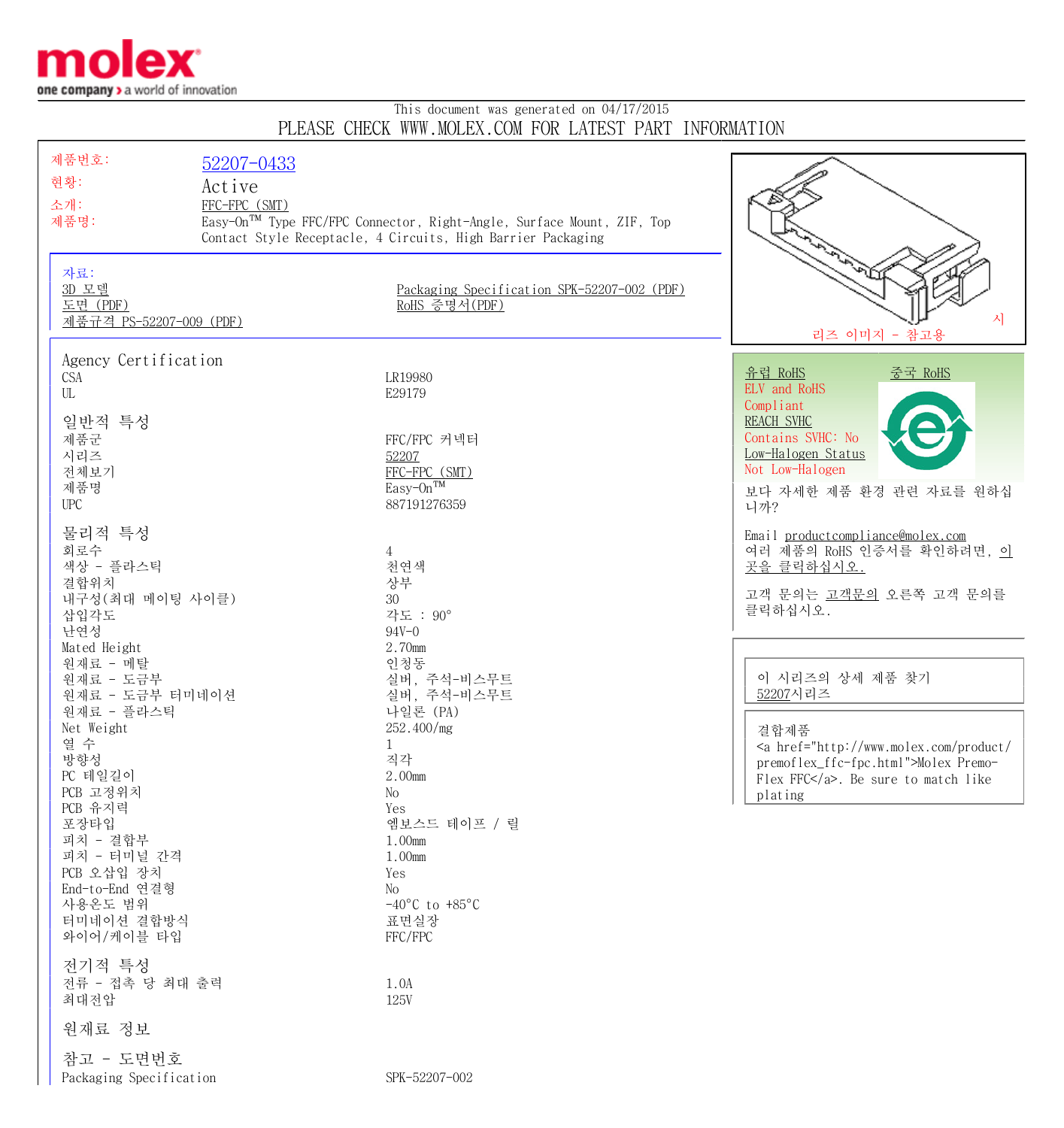This document was generated on 04/17/2015

PLEASE CHECK WWW.MOLEX.COM FOR LATEST PART INFORMATION

| | |
|---|---|
| 제품번호: | 52207-0433 |
| 현황: | Active |
| 소개: | FFC-FPC (SMT) |
| 제품명: | Easy-On™ Type FFC/FPC Connector, Right-Angle, Surface Mount, ZIF, Top Contact Style Receptacle, 4 Circuits, High Barrier Packaging |

시리즈 이미지 - 참고용

**자료:**

- 3D 모델
- 도면 (PDF)
- 제품규격 PS-52207-009 (PDF)
- Packaging Specification SPK-52207-002 (PDF)
- RoHS 증명서(PDF)

유럽 RoHS　　중국 RoHS

ELV and RoHS Compliant

REACH SVHC

Contains SVHC: No

Low-Halogen Status

Not Low-Halogen

보다 자세한 제품 환경 관련 자료를 원하십니까?

Email productcompliance@molex.com

여러 제품의 RoHS 인증서를 확인하려면, 이곳을 클릭하십시오.

고객 문의는 고객문의 오른쪽 고객 문의를 클릭하십시오.

이 시리즈의 상세 제품 찾기

52207시리즈

결합제품

<a href="http://www.molex.com/product/premoflex_ffc-fpc.html">Molex Premo-Flex FFC</a>. Be sure to match like plating

## Agency Certification

| | |
|---|---|
| CSA | LR19980 |
| UL | E29179 |

## 일반적 특성

| | |
|---|---|
| 제품군 | FFC/FPC 커넥터 |
| 시리즈 | 52207 |
| 전체보기 | FFC-FPC (SMT) |
| 제품명 | Easy-On™ |
| UPC | 887191276359 |

## 물리적 특성

| | |
|---|---|
| 회로수 | 4 |
| 색상 - 플라스틱 | 천연색 |
| 결합위치 | 상부 |
| 내구성(최대 메이팅 사이클) | 30 |
| 삽입각도 | 각도 : 90° |
| 난연성 | 94V-0 |
| Mated Height | 2.70mm |
| 원재료 - 메탈 | 인청동 |
| 원재료 - 도금부 | 실버, 주석-비스무트 |
| 원재료 - 도금부 터미네이션 | 실버, 주석-비스무트 |
| 원재료 - 플라스틱 | 나일론 (PA) |
| Net Weight | 252.400/mg |
| 열 수 | 1 |
| 방향성 | 직각 |
| PC 테일길이 | 2.00mm |
| PCB 고정위치 | No |
| PCB 유지력 | Yes |
| 포장타입 | 엠보스드 테이프 / 릴 |
| 피치 - 결합부 | 1.00mm |
| 피치 - 터미널 간격 | 1.00mm |
| PCB 오삽입 장치 | Yes |
| End-to-End 연결형 | No |
| 사용온도 범위 | -40°C to +85°C |
| 터미네이션 결합방식 | 표면실장 |
| 와이어/케이블 타입 | FFC/FPC |

## 전기적 특성

| | |
|---|---|
| 전류 - 접촉 당 최대 출력 | 1.0A |
| 최대전압 | 125V |

## 원재료 정보

## 참고 - 도면번호

| | |
|---|---|
| Packaging Specification | SPK-52207-002 |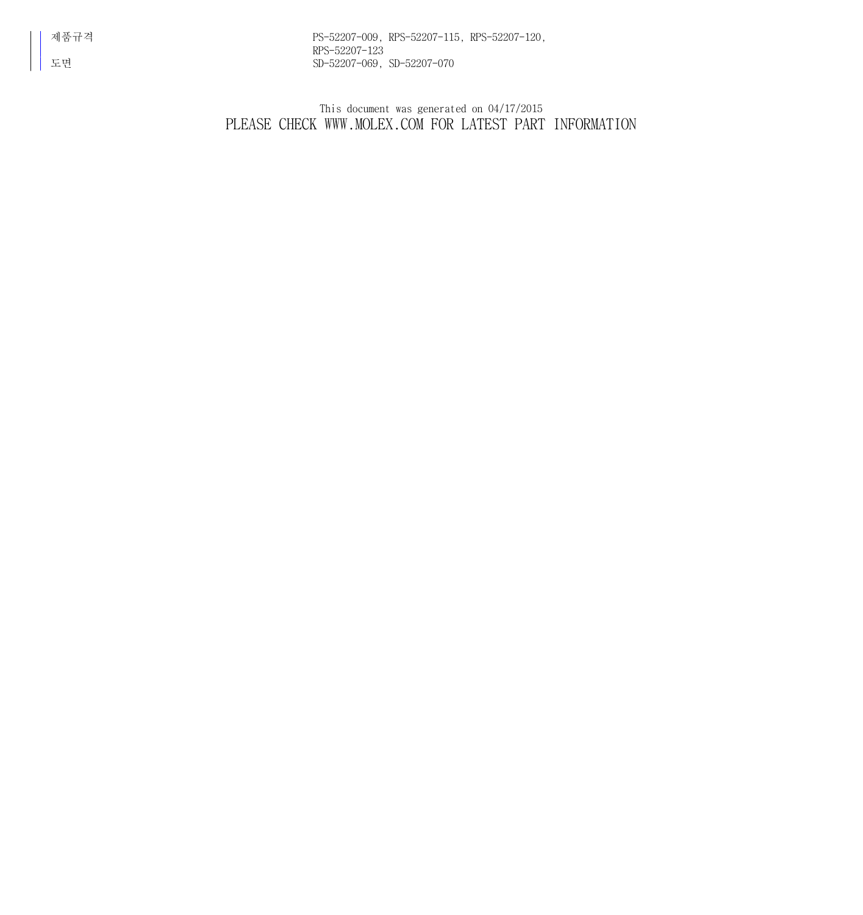| | |
|---|---|
| 제품규격 | PS-52207-009, RPS-52207-115, RPS-52207-120, RPS-52207-123 |
| 도면 | SD-52207-069, SD-52207-070 |

This document was generated on 04/17/2015

PLEASE CHECK WWW.MOLEX.COM FOR LATEST PART INFORMATION